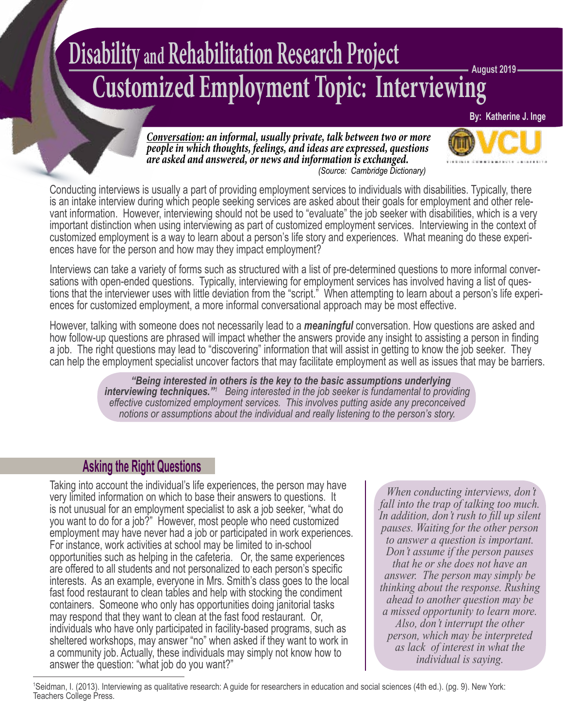# Disability and Rehabilitation Research Project

August 2019

# Customized Employment Topic: Interviewing

By: Katherine J. Inge

***Conversation:** an informal, usually private, talk between two or more people in which thoughts, feelings, and ideas are expressed, questions are asked and answered, or news and information is exchanged.*
*(Source: Cambridge Dictionary)*

Conducting interviews is usually a part of providing employment services to individuals with disabilities. Typically, there is an intake interview during which people seeking services are asked about their goals for employment and other relevant information. However, interviewing should not be used to "evaluate" the job seeker with disabilities, which is a very important distinction when using interviewing as part of customized employment services. Interviewing in the context of customized employment is a way to learn about a person's life story and experiences. What meaning do these experiences have for the person and how may they impact employment?

Interviews can take a variety of forms such as structured with a list of pre-determined questions to more informal conversations with open-ended questions. Typically, interviewing for employment services has involved having a list of questions that the interviewer uses with little deviation from the "script." When attempting to learn about a person's life experiences for customized employment, a more informal conversational approach may be most effective.

However, talking with someone does not necessarily lead to a ***meaningful*** conversation. How questions are asked and how follow-up questions are phrased will impact whether the answers provide any insight to assisting a person in finding a job. The right questions may lead to "discovering" information that will assist in getting to know the job seeker. They can help the employment specialist uncover factors that may facilitate employment as well as issues that may be barriers.

> ***"Being interested in others is the key to the basic assumptions underlying interviewing techniques."[1]*** *Being interested in the job seeker is fundamental to providing effective customized employment services. This involves putting aside any preconceived notions or assumptions about the individual and really listening to the person's story.*

## Asking the Right Questions

Taking into account the individual's life experiences, the person may have very limited information on which to base their answers to questions. It is not unusual for an employment specialist to ask a job seeker, "what do you want to do for a job?" However, most people who need customized employment may have never had a job or participated in work experiences. For instance, work activities at school may be limited to in-school opportunities such as helping in the cafeteria. Or, the same experiences are offered to all students and not personalized to each person's specific interests. As an example, everyone in Mrs. Smith's class goes to the local fast food restaurant to clean tables and help with stocking the condiment containers. Someone who only has opportunities doing janitorial tasks may respond that they want to clean at the fast food restaurant. Or, individuals who have only participated in facility-based programs, such as sheltered workshops, may answer "no" when asked if they want to work in a community job. Actually, these individuals may simply not know how to answer the question: "what job do you want?"

> *When conducting interviews, don't fall into the trap of talking too much. In addition, don't rush to fill up silent pauses. Waiting for the other person to answer a question is important. Don't assume if the person pauses that he or she does not have an answer. The person may simply be thinking about the response. Rushing ahead to another question may be a missed opportunity to learn more. Also, don't interrupt the other person, which may be interpreted as lack of interest in what the individual is saying.*

[1] Seidman, I. (2013). Interviewing as qualitative research: A guide for researchers in education and social sciences (4th ed.). (pg. 9). New York: Teachers College Press.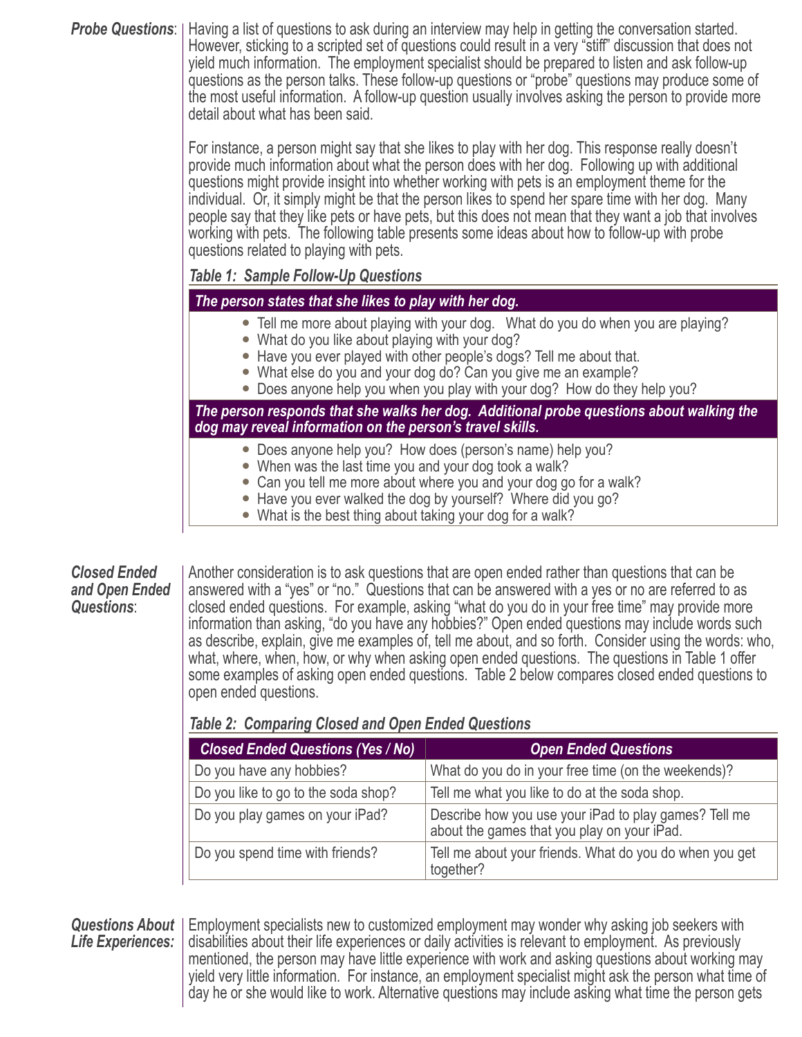***Probe Questions*:** Having a list of questions to ask during an interview may help in getting the conversation started. However, sticking to a scripted set of questions could result in a very "stiff" discussion that does not yield much information. The employment specialist should be prepared to listen and ask follow-up questions as the person talks. These follow-up questions or "probe" questions may produce some of the most useful information. A follow-up question usually involves asking the person to provide more detail about what has been said.

For instance, a person might say that she likes to play with her dog. This response really doesn't provide much information about what the person does with her dog. Following up with additional questions might provide insight into whether working with pets is an employment theme for the individual. Or, it simply might be that the person likes to spend her spare time with her dog. Many people say that they like pets or have pets, but this does not mean that they want a job that involves working with pets. The following table presents some ideas about how to follow-up with probe questions related to playing with pets.

***Table 1: Sample Follow-Up Questions***

| ***The person states that she likes to play with her dog.*** |
|---|
| • Tell me more about playing with your dog. What do you do when you are playing?<br>• What do you like about playing with your dog?<br>• Have you ever played with other people's dogs? Tell me about that.<br>• What else do you and your dog do? Can you give me an example?<br>• Does anyone help you when you play with your dog? How do they help you? |
| ***The person responds that she walks her dog. Additional probe questions about walking the dog may reveal information on the person's travel skills.*** |
| • Does anyone help you? How does (person's name) help you?<br>• When was the last time you and your dog took a walk?<br>• Can you tell me more about where you and your dog go for a walk?<br>• Have you ever walked the dog by yourself? Where did you go?<br>• What is the best thing about taking your dog for a walk? |

***Closed Ended and Open Ended Questions*:** Another consideration is to ask questions that are open ended rather than questions that can be answered with a "yes" or "no." Questions that can be answered with a yes or no are referred to as closed ended questions. For example, asking "what do you do in your free time" may provide more information than asking, "do you have any hobbies?" Open ended questions may include words such as describe, explain, give me examples of, tell me about, and so forth. Consider using the words: who, what, where, when, how, or why when asking open ended questions. The questions in Table 1 offer some examples of asking open ended questions. Table 2 below compares closed ended questions to open ended questions.

***Table 2: Comparing Closed and Open Ended Questions***

| Closed Ended Questions (Yes / No) | Open Ended Questions |
|---|---|
| Do you have any hobbies? | What do you do in your free time (on the weekends)? |
| Do you like to go to the soda shop? | Tell me what you like to do at the soda shop. |
| Do you play games on your iPad? | Describe how you use your iPad to play games? Tell me about the games that you play on your iPad. |
| Do you spend time with friends? | Tell me about your friends. What do you do when you get together? |

***Questions About Life Experiences:*** Employment specialists new to customized employment may wonder why asking job seekers with disabilities about their life experiences or daily activities is relevant to employment. As previously mentioned, the person may have little experience with work and asking questions about working may yield very little information. For instance, an employment specialist might ask the person what time of day he or she would like to work. Alternative questions may include asking what time the person gets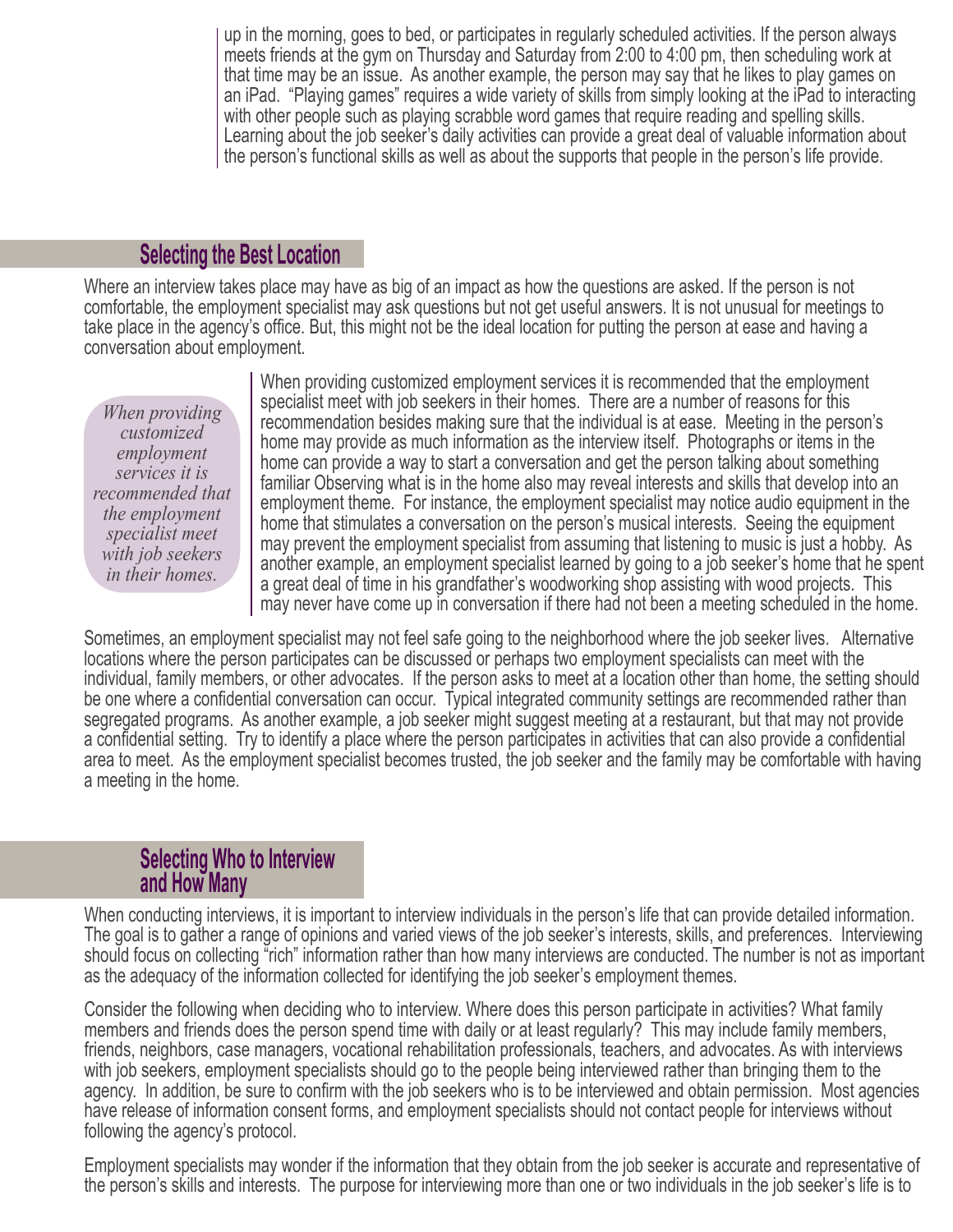up in the morning, goes to bed, or participates in regularly scheduled activities. If the person always meets friends at the gym on Thursday and Saturday from 2:00 to 4:00 pm, then scheduling work at that time may be an issue. As another example, the person may say that he likes to play games on an iPad. "Playing games" requires a wide variety of skills from simply looking at the iPad to interacting with other people such as playing scrabble word games that require reading and spelling skills. Learning about the job seeker's daily activities can provide a great deal of valuable information about the person's functional skills as well as about the supports that people in the person's life provide.

## Selecting the Best Location

Where an interview takes place may have as big of an impact as how the questions are asked. If the person is not comfortable, the employment specialist may ask questions but not get useful answers. It is not unusual for meetings to take place in the agency's office. But, this might not be the ideal location for putting the person at ease and having a conversation about employment.

*When providing customized employment services it is recommended that the employment specialist meet with job seekers in their homes.*

When providing customized employment services it is recommended that the employment specialist meet with job seekers in their homes. There are a number of reasons for this recommendation besides making sure that the individual is at ease. Meeting in the person's home may provide as much information as the interview itself. Photographs or items in the home can provide a way to start a conversation and get the person talking about something familiar Observing what is in the home also may reveal interests and skills that develop into an employment theme. For instance, the employment specialist may notice audio equipment in the home that stimulates a conversation on the person's musical interests. Seeing the equipment may prevent the employment specialist from assuming that listening to music is just a hobby. As another example, an employment specialist learned by going to a job seeker's home that he spent a great deal of time in his grandfather's woodworking shop assisting with wood projects. This may never have come up in conversation if there had not been a meeting scheduled in the home.

Sometimes, an employment specialist may not feel safe going to the neighborhood where the job seeker lives. Alternative locations where the person participates can be discussed or perhaps two employment specialists can meet with the individual, family members, or other advocates. If the person asks to meet at a location other than home, the setting should be one where a confidential conversation can occur. Typical integrated community settings are recommended rather than segregated programs. As another example, a job seeker might suggest meeting at a restaurant, but that may not provide a confidential setting. Try to identify a place where the person participates in activities that can also provide a confidential area to meet. As the employment specialist becomes trusted, the job seeker and the family may be comfortable with having a meeting in the home.

## Selecting Who to Interview and How Many

When conducting interviews, it is important to interview individuals in the person's life that can provide detailed information. The goal is to gather a range of opinions and varied views of the job seeker's interests, skills, and preferences. Interviewing should focus on collecting "rich" information rather than how many interviews are conducted. The number is not as important as the adequacy of the information collected for identifying the job seeker's employment themes.

Consider the following when deciding who to interview. Where does this person participate in activities? What family members and friends does the person spend time with daily or at least regularly? This may include family members, friends, neighbors, case managers, vocational rehabilitation professionals, teachers, and advocates. As with interviews with job seekers, employment specialists should go to the people being interviewed rather than bringing them to the agency. In addition, be sure to confirm with the job seekers who is to be interviewed and obtain permission. Most agencies have release of information consent forms, and employment specialists should not contact people for interviews without following the agency's protocol.

Employment specialists may wonder if the information that they obtain from the job seeker is accurate and representative of the person's skills and interests. The purpose for interviewing more than one or two individuals in the job seeker's life is to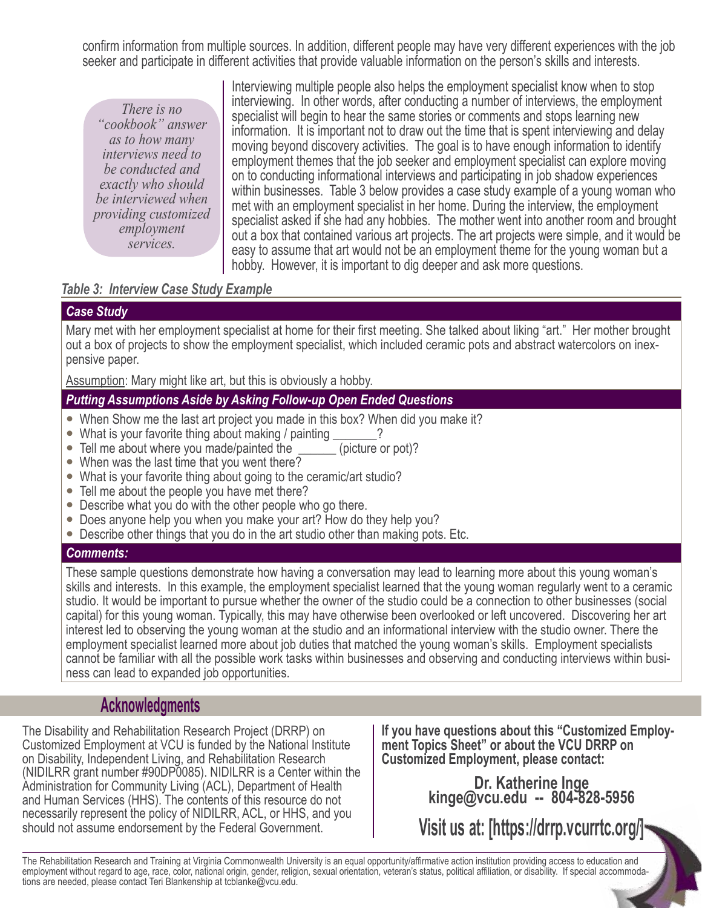confirm information from multiple sources. In addition, different people may have very different experiences with the job seeker and participate in different activities that provide valuable information on the person's skills and interests.

*There is no "cookbook" answer as to how many interviews need to be conducted and exactly who should be interviewed when providing customized employment services.*

Interviewing multiple people also helps the employment specialist know when to stop interviewing. In other words, after conducting a number of interviews, the employment specialist will begin to hear the same stories or comments and stops learning new information. It is important not to draw out the time that is spent interviewing and delay moving beyond discovery activities. The goal is to have enough information to identify employment themes that the job seeker and employment specialist can explore moving on to conducting informational interviews and participating in job shadow experiences within businesses. Table 3 below provides a case study example of a young woman who met with an employment specialist in her home. During the interview, the employment specialist asked if she had any hobbies. The mother went into another room and brought out a box that contained various art projects. The art projects were simple, and it would be easy to assume that art would not be an employment theme for the young woman but a hobby. However, it is important to dig deeper and ask more questions.

***Table 3: Interview Case Study Example***

***Case Study***

Mary met with her employment specialist at home for their first meeting. She talked about liking "art." Her mother brought out a box of projects to show the employment specialist, which included ceramic pots and abstract watercolors on inexpensive paper.

Assumption: Mary might like art, but this is obviously a hobby.

***Putting Assumptions Aside by Asking Follow-up Open Ended Questions***

- When Show me the last art project you made in this box? When did you make it?
- What is your favorite thing about making / painting _______?
- Tell me about where you made/painted the ______ (picture or pot)?
- When was the last time that you went there?
- What is your favorite thing about going to the ceramic/art studio?
- Tell me about the people you have met there?
- Describe what you do with the other people who go there.
- Does anyone help you when you make your art? How do they help you?
- Describe other things that you do in the art studio other than making pots. Etc.

***Comments:***

These sample questions demonstrate how having a conversation may lead to learning more about this young woman's skills and interests. In this example, the employment specialist learned that the young woman regularly went to a ceramic studio. It would be important to pursue whether the owner of the studio could be a connection to other businesses (social capital) for this young woman. Typically, this may have otherwise been overlooked or left uncovered. Discovering her art interest led to observing the young woman at the studio and an informational interview with the studio owner. There the employment specialist learned more about job duties that matched the young woman's skills. Employment specialists cannot be familiar with all the possible work tasks within businesses and observing and conducting interviews within business can lead to expanded job opportunities.

## Acknowledgments

The Disability and Rehabilitation Research Project (DRRP) on Customized Employment at VCU is funded by the National Institute on Disability, Independent Living, and Rehabilitation Research (NIDILRR grant number #90DP0085). NIDILRR is a Center within the Administration for Community Living (ACL), Department of Health and Human Services (HHS). The contents of this resource do not necessarily represent the policy of NIDILRR, ACL, or HHS, and you should not assume endorsement by the Federal Government.

**If you have questions about this "Customized Employment Topics Sheet" or about the VCU DRRP on Customized Employment, please contact:**

**Dr. Katherine Inge**
**kinge@vcu.edu -- 804-828-5956**

**Visit us at: [https://drrp.vcurrtc.org/]**

The Rehabilitation Research and Training at Virginia Commonwealth University is an equal opportunity/affirmative action institution providing access to education and employment without regard to age, race, color, national origin, gender, religion, sexual orientation, veteran's status, political affiliation, or disability. If special accommodations are needed, please contact Teri Blankenship at tcblanke@vcu.edu.